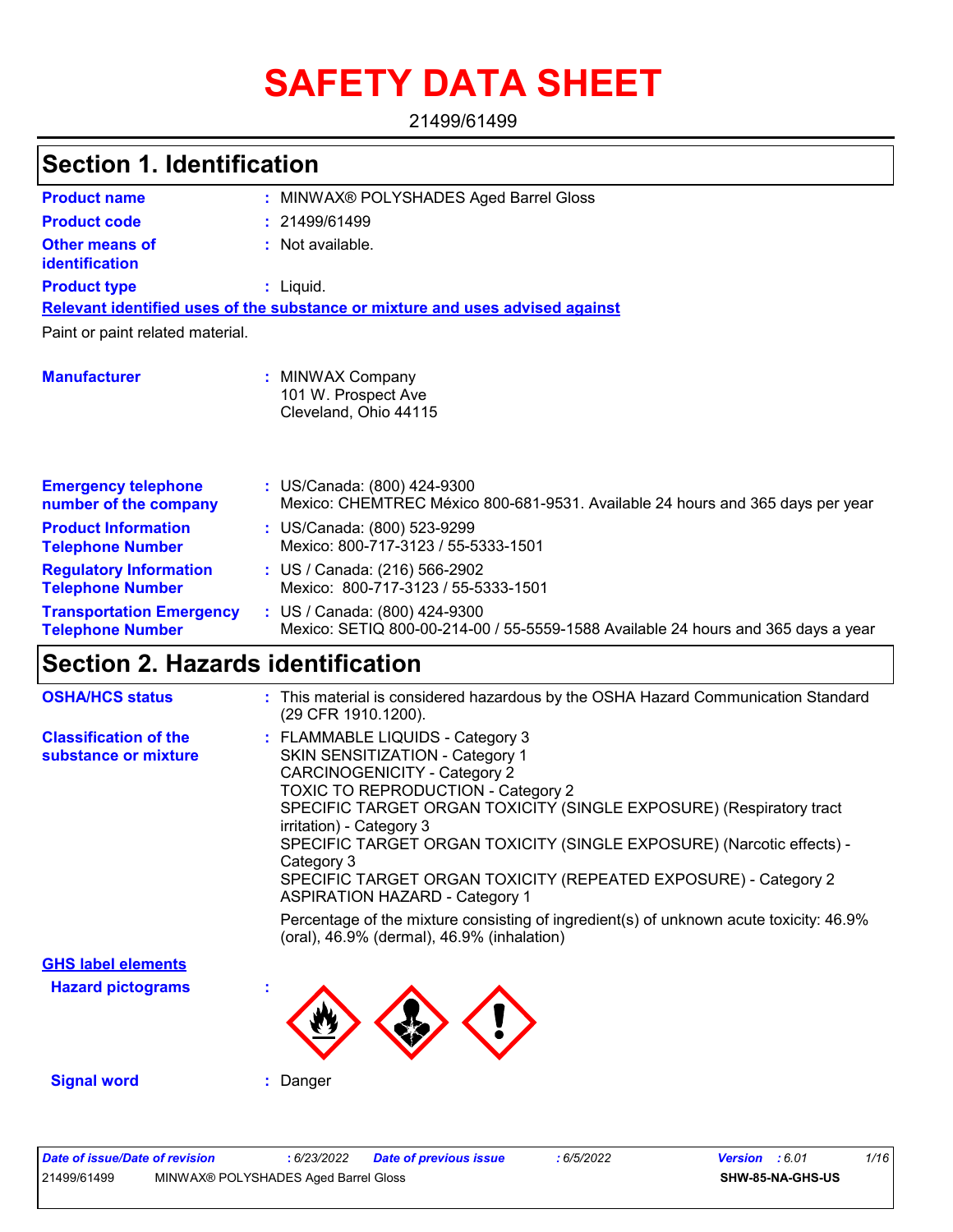# SAFETY DATA SHEET

21499/61499

## Section 1. Identification

| | | |
|---|---|---|
| **Product name** | : | MINWAX® POLYSHADES Aged Barrel Gloss |
| **Product code** | : | 21499/61499 |
| **Other means of identification** | : | Not available. |
| **Product type** | : | Liquid. |

**Relevant identified uses of the substance or mixture and uses advised against**

Paint or paint related material.

| | | |
|---|---|---|
| **Manufacturer** | : | MINWAX Company<br>101 W. Prospect Ave<br>Cleveland, Ohio 44115 |
| **Emergency telephone number of the company** | : | US/Canada: (800) 424-9300<br>Mexico: CHEMTREC México 800-681-9531. Available 24 hours and 365 days per year |
| **Product Information Telephone Number** | : | US/Canada: (800) 523-9299<br>Mexico: 800-717-3123 / 55-5333-1501 |
| **Regulatory Information Telephone Number** | : | US / Canada: (216) 566-2902<br>Mexico: 800-717-3123 / 55-5333-1501 |
| **Transportation Emergency Telephone Number** | : | US / Canada: (800) 424-9300<br>Mexico: SETIQ 800-00-214-00 / 55-5559-1588 Available 24 hours and 365 days a year |

## Section 2. Hazards identification

**OSHA/HCS status** : This material is considered hazardous by the OSHA Hazard Communication Standard (29 CFR 1910.1200).

**Classification of the substance or mixture** :

FLAMMABLE LIQUIDS - Category 3
SKIN SENSITIZATION - Category 1
CARCINOGENICITY - Category 2
TOXIC TO REPRODUCTION - Category 2
SPECIFIC TARGET ORGAN TOXICITY (SINGLE EXPOSURE) (Respiratory tract irritation) - Category 3
SPECIFIC TARGET ORGAN TOXICITY (SINGLE EXPOSURE) (Narcotic effects) - Category 3
SPECIFIC TARGET ORGAN TOXICITY (REPEATED EXPOSURE) - Category 2
ASPIRATION HAZARD - Category 1

Percentage of the mixture consisting of ingredient(s) of unknown acute toxicity: 46.9% (oral), 46.9% (dermal), 46.9% (inhalation)

**GHS label elements**

**Hazard pictograms** :

**Signal word** : Danger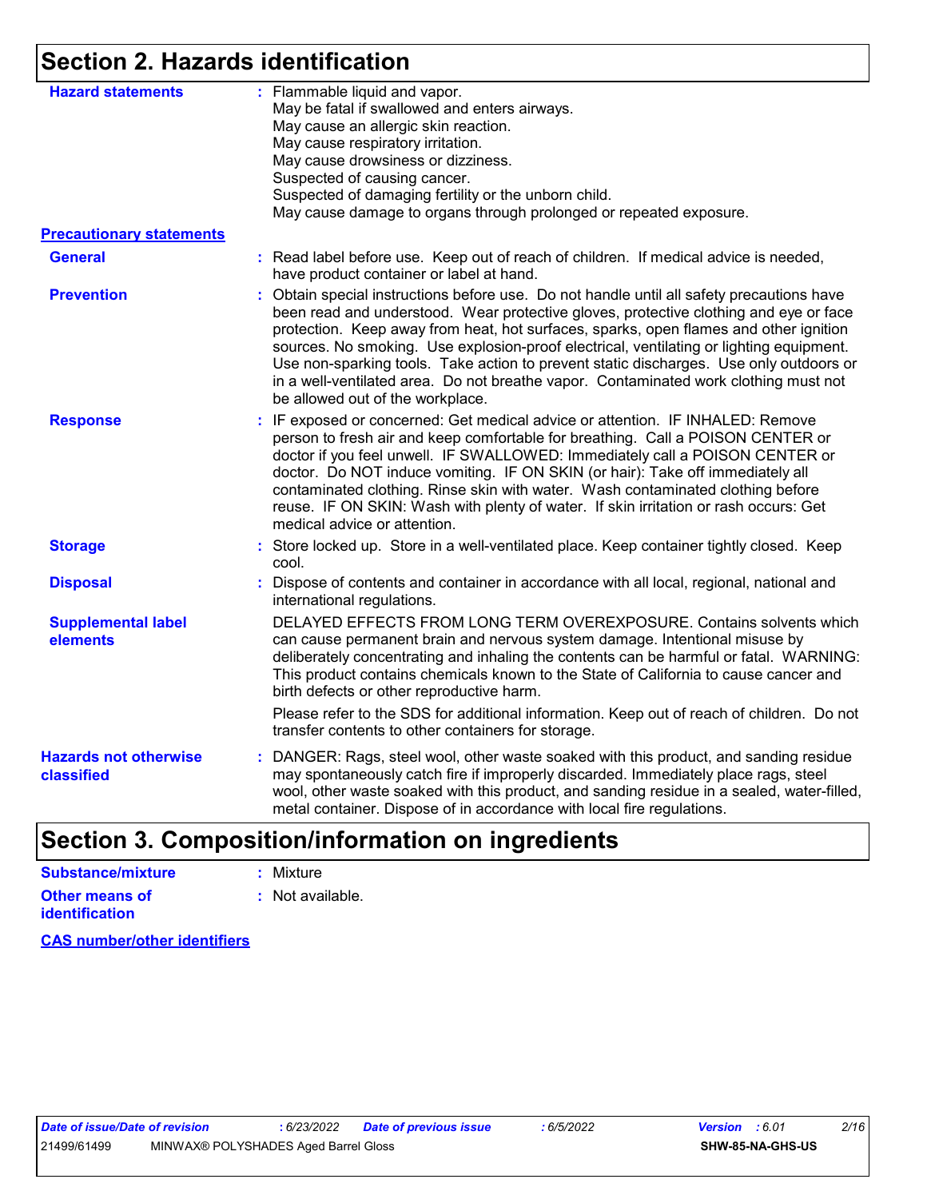## Section 2. Hazards identification

**Hazard statements** : Flammable liquid and vapor.
May be fatal if swallowed and enters airways.
May cause an allergic skin reaction.
May cause respiratory irritation.
May cause drowsiness or dizziness.
Suspected of causing cancer.
Suspected of damaging fertility or the unborn child.
May cause damage to organs through prolonged or repeated exposure.

**Precautionary statements**

**General** : Read label before use. Keep out of reach of children. If medical advice is needed, have product container or label at hand.

**Prevention** : Obtain special instructions before use. Do not handle until all safety precautions have been read and understood. Wear protective gloves, protective clothing and eye or face protection. Keep away from heat, hot surfaces, sparks, open flames and other ignition sources. No smoking. Use explosion-proof electrical, ventilating or lighting equipment. Use non-sparking tools. Take action to prevent static discharges. Use only outdoors or in a well-ventilated area. Do not breathe vapor. Contaminated work clothing must not be allowed out of the workplace.

**Response** : IF exposed or concerned: Get medical advice or attention. IF INHALED: Remove person to fresh air and keep comfortable for breathing. Call a POISON CENTER or doctor if you feel unwell. IF SWALLOWED: Immediately call a POISON CENTER or doctor. Do NOT induce vomiting. IF ON SKIN (or hair): Take off immediately all contaminated clothing. Rinse skin with water. Wash contaminated clothing before reuse. IF ON SKIN: Wash with plenty of water. If skin irritation or rash occurs: Get medical advice or attention.

**Storage** : Store locked up. Store in a well-ventilated place. Keep container tightly closed. Keep cool.

**Disposal** : Dispose of contents and container in accordance with all local, regional, national and international regulations.

**Supplemental label elements**

DELAYED EFFECTS FROM LONG TERM OVEREXPOSURE. Contains solvents which can cause permanent brain and nervous system damage. Intentional misuse by deliberately concentrating and inhaling the contents can be harmful or fatal. WARNING: This product contains chemicals known to the State of California to cause cancer and birth defects or other reproductive harm.

Please refer to the SDS for additional information. Keep out of reach of children. Do not transfer contents to other containers for storage.

**Hazards not otherwise classified** : DANGER: Rags, steel wool, other waste soaked with this product, and sanding residue may spontaneously catch fire if improperly discarded. Immediately place rags, steel wool, other waste soaked with this product, and sanding residue in a sealed, water-filled, metal container. Dispose of in accordance with local fire regulations.

## Section 3. Composition/information on ingredients

**Substance/mixture** : Mixture

**Other means of identification** : Not available.

**CAS number/other identifiers**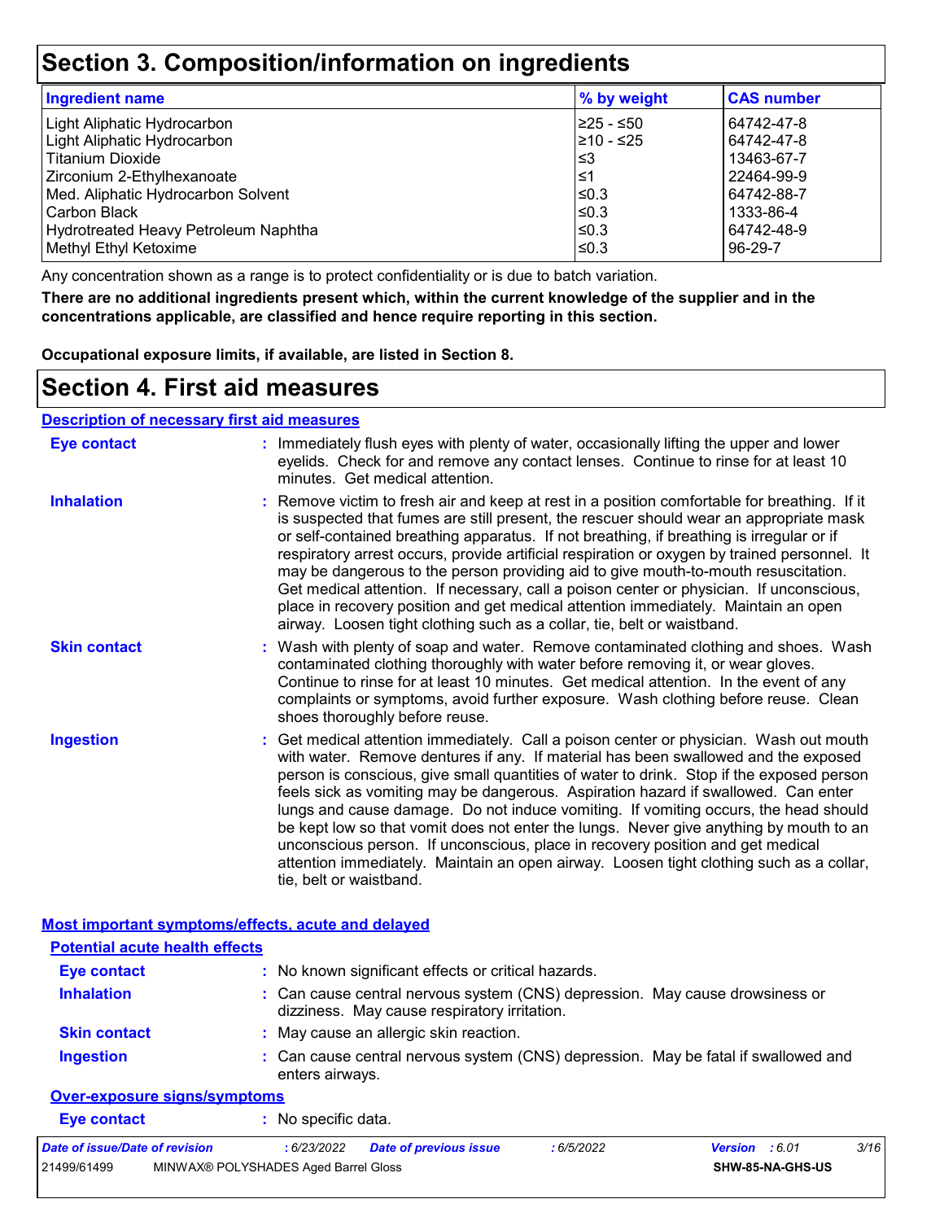# Section 3. Composition/information on ingredients

| Ingredient name | % by weight | CAS number |
|---|---|---|
| Light Aliphatic Hydrocarbon | ≥25 - ≤50 | 64742-47-8 |
| Light Aliphatic Hydrocarbon | ≥10 - ≤25 | 64742-47-8 |
| Titanium Dioxide | ≤3 | 13463-67-7 |
| Zirconium 2-Ethylhexanoate | ≤1 | 22464-99-9 |
| Med. Aliphatic Hydrocarbon Solvent | ≤0.3 | 64742-88-7 |
| Carbon Black | ≤0.3 | 1333-86-4 |
| Hydrotreated Heavy Petroleum Naphtha | ≤0.3 | 64742-48-9 |
| Methyl Ethyl Ketoxime | ≤0.3 | 96-29-7 |

Any concentration shown as a range is to protect confidentiality or is due to batch variation.

**There are no additional ingredients present which, within the current knowledge of the supplier and in the concentrations applicable, are classified and hence require reporting in this section.**

**Occupational exposure limits, if available, are listed in Section 8.**

# Section 4. First aid measures

## Description of necessary first aid measures

**Eye contact** : Immediately flush eyes with plenty of water, occasionally lifting the upper and lower eyelids. Check for and remove any contact lenses. Continue to rinse for at least 10 minutes. Get medical attention.

**Inhalation** : Remove victim to fresh air and keep at rest in a position comfortable for breathing. If it is suspected that fumes are still present, the rescuer should wear an appropriate mask or self-contained breathing apparatus. If not breathing, if breathing is irregular or if respiratory arrest occurs, provide artificial respiration or oxygen by trained personnel. It may be dangerous to the person providing aid to give mouth-to-mouth resuscitation. Get medical attention. If necessary, call a poison center or physician. If unconscious, place in recovery position and get medical attention immediately. Maintain an open airway. Loosen tight clothing such as a collar, tie, belt or waistband.

**Skin contact** : Wash with plenty of soap and water. Remove contaminated clothing and shoes. Wash contaminated clothing thoroughly with water before removing it, or wear gloves. Continue to rinse for at least 10 minutes. Get medical attention. In the event of any complaints or symptoms, avoid further exposure. Wash clothing before reuse. Clean shoes thoroughly before reuse.

**Ingestion** : Get medical attention immediately. Call a poison center or physician. Wash out mouth with water. Remove dentures if any. If material has been swallowed and the exposed person is conscious, give small quantities of water to drink. Stop if the exposed person feels sick as vomiting may be dangerous. Aspiration hazard if swallowed. Can enter lungs and cause damage. Do not induce vomiting. If vomiting occurs, the head should be kept low so that vomit does not enter the lungs. Never give anything by mouth to an unconscious person. If unconscious, place in recovery position and get medical attention immediately. Maintain an open airway. Loosen tight clothing such as a collar, tie, belt or waistband.

## Most important symptoms/effects, acute and delayed

### Potential acute health effects

**Eye contact** : No known significant effects or critical hazards.

**Inhalation** : Can cause central nervous system (CNS) depression. May cause drowsiness or dizziness. May cause respiratory irritation.

**Skin contact** : May cause an allergic skin reaction.

**Ingestion** : Can cause central nervous system (CNS) depression. May be fatal if swallowed and enters airways.

### Over-exposure signs/symptoms

**Eye contact** : No specific data.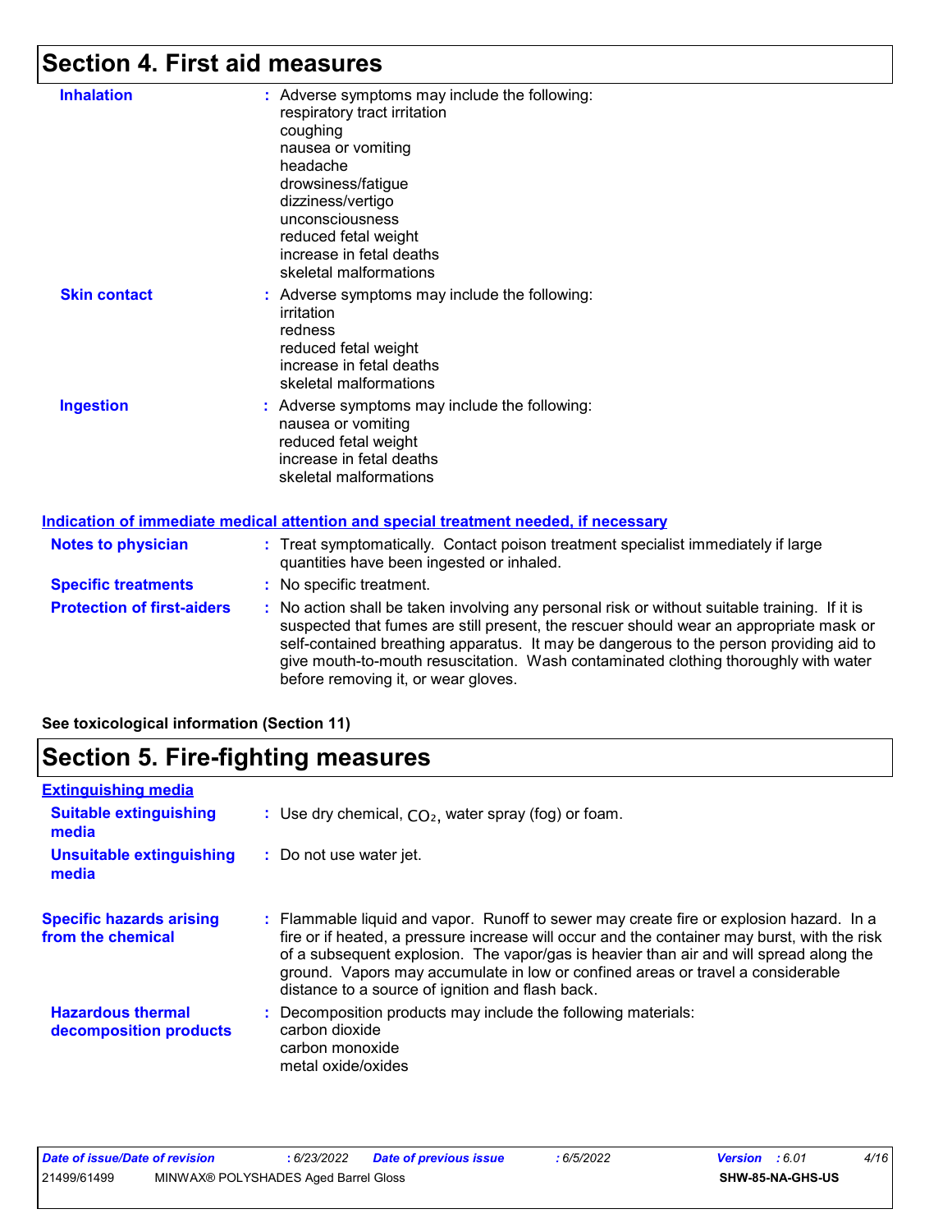# Section 4. First aid measures

**Inhalation** : Adverse symptoms may include the following:
respiratory tract irritation
coughing
nausea or vomiting
headache
drowsiness/fatigue
dizziness/vertigo
unconsciousness
reduced fetal weight
increase in fetal deaths
skeletal malformations

**Skin contact** : Adverse symptoms may include the following:
irritation
redness
reduced fetal weight
increase in fetal deaths
skeletal malformations

**Ingestion** : Adverse symptoms may include the following:
nausea or vomiting
reduced fetal weight
increase in fetal deaths
skeletal malformations

## Indication of immediate medical attention and special treatment needed, if necessary

**Notes to physician** : Treat symptomatically. Contact poison treatment specialist immediately if large quantities have been ingested or inhaled.

**Specific treatments** : No specific treatment.

**Protection of first-aiders** : No action shall be taken involving any personal risk or without suitable training. If it is suspected that fumes are still present, the rescuer should wear an appropriate mask or self-contained breathing apparatus. It may be dangerous to the person providing aid to give mouth-to-mouth resuscitation. Wash contaminated clothing thoroughly with water before removing it, or wear gloves.

**See toxicological information (Section 11)**

# Section 5. Fire-fighting measures

## Extinguishing media

**Suitable extinguishing media** : Use dry chemical, $CO_2$, water spray (fog) or foam.

**Unsuitable extinguishing media** : Do not use water jet.

**Specific hazards arising from the chemical** : Flammable liquid and vapor. Runoff to sewer may create fire or explosion hazard. In a fire or if heated, a pressure increase will occur and the container may burst, with the risk of a subsequent explosion. The vapor/gas is heavier than air and will spread along the ground. Vapors may accumulate in low or confined areas or travel a considerable distance to a source of ignition and flash back.

**Hazardous thermal decomposition products** : Decomposition products may include the following materials:
carbon dioxide
carbon monoxide
metal oxide/oxides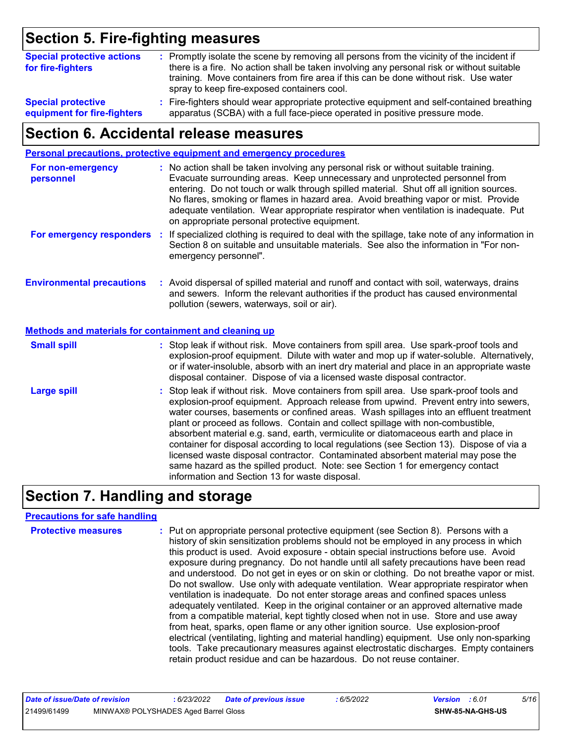# Section 5. Fire-fighting measures

**Special protective actions for fire-fighters** : Promptly isolate the scene by removing all persons from the vicinity of the incident if there is a fire. No action shall be taken involving any personal risk or without suitable training. Move containers from fire area if this can be done without risk. Use water spray to keep fire-exposed containers cool.

**Special protective equipment for fire-fighters** : Fire-fighters should wear appropriate protective equipment and self-contained breathing apparatus (SCBA) with a full face-piece operated in positive pressure mode.

# Section 6. Accidental release measures

## Personal precautions, protective equipment and emergency procedures

**For non-emergency personnel** : No action shall be taken involving any personal risk or without suitable training. Evacuate surrounding areas. Keep unnecessary and unprotected personnel from entering. Do not touch or walk through spilled material. Shut off all ignition sources. No flares, smoking or flames in hazard area. Avoid breathing vapor or mist. Provide adequate ventilation. Wear appropriate respirator when ventilation is inadequate. Put on appropriate personal protective equipment.

**For emergency responders** : If specialized clothing is required to deal with the spillage, take note of any information in Section 8 on suitable and unsuitable materials. See also the information in "For non-emergency personnel".

**Environmental precautions** : Avoid dispersal of spilled material and runoff and contact with soil, waterways, drains and sewers. Inform the relevant authorities if the product has caused environmental pollution (sewers, waterways, soil or air).

## Methods and materials for containment and cleaning up

**Small spill** : Stop leak if without risk. Move containers from spill area. Use spark-proof tools and explosion-proof equipment. Dilute with water and mop up if water-soluble. Alternatively, or if water-insoluble, absorb with an inert dry material and place in an appropriate waste disposal container. Dispose of via a licensed waste disposal contractor.

**Large spill** : Stop leak if without risk. Move containers from spill area. Use spark-proof tools and explosion-proof equipment. Approach release from upwind. Prevent entry into sewers, water courses, basements or confined areas. Wash spillages into an effluent treatment plant or proceed as follows. Contain and collect spillage with non-combustible, absorbent material e.g. sand, earth, vermiculite or diatomaceous earth and place in container for disposal according to local regulations (see Section 13). Dispose of via a licensed waste disposal contractor. Contaminated absorbent material may pose the same hazard as the spilled product. Note: see Section 1 for emergency contact information and Section 13 for waste disposal.

# Section 7. Handling and storage

## Precautions for safe handling

**Protective measures** : Put on appropriate personal protective equipment (see Section 8). Persons with a history of skin sensitization problems should not be employed in any process in which this product is used. Avoid exposure - obtain special instructions before use. Avoid exposure during pregnancy. Do not handle until all safety precautions have been read and understood. Do not get in eyes or on skin or clothing. Do not breathe vapor or mist. Do not swallow. Use only with adequate ventilation. Wear appropriate respirator when ventilation is inadequate. Do not enter storage areas and confined spaces unless adequately ventilated. Keep in the original container or an approved alternative made from a compatible material, kept tightly closed when not in use. Store and use away from heat, sparks, open flame or any other ignition source. Use explosion-proof electrical (ventilating, lighting and material handling) equipment. Use only non-sparking tools. Take precautionary measures against electrostatic discharges. Empty containers retain product residue and can be hazardous. Do not reuse container.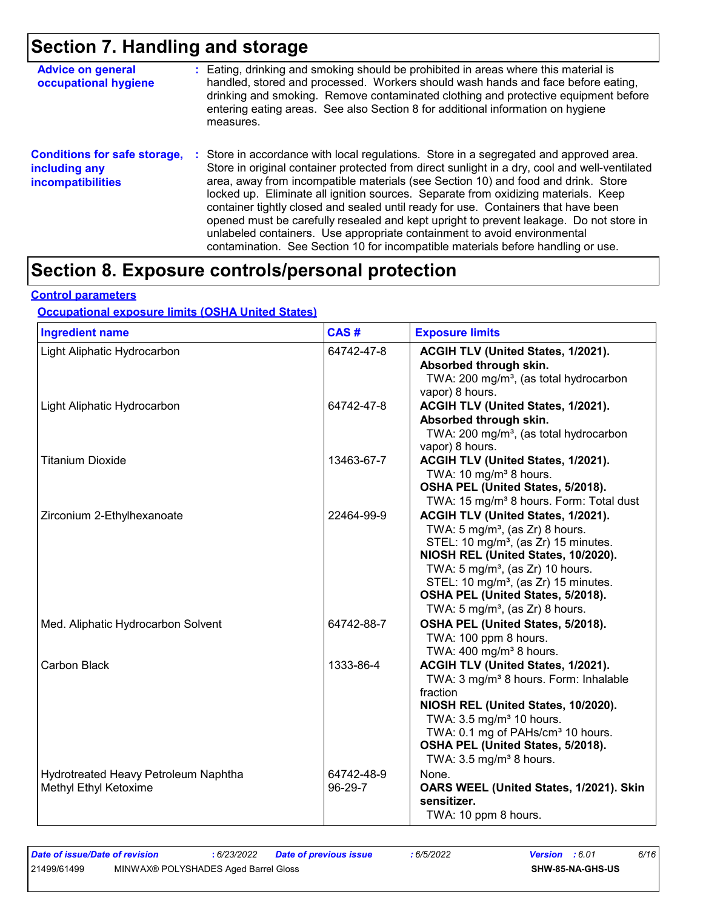# Section 7. Handling and storage

**Advice on general occupational hygiene** : Eating, drinking and smoking should be prohibited in areas where this material is handled, stored and processed. Workers should wash hands and face before eating, drinking and smoking. Remove contaminated clothing and protective equipment before entering eating areas. See also Section 8 for additional information on hygiene measures.

**Conditions for safe storage, including any incompatibilities** : Store in accordance with local regulations. Store in a segregated and approved area. Store in original container protected from direct sunlight in a dry, cool and well-ventilated area, away from incompatible materials (see Section 10) and food and drink. Store locked up. Eliminate all ignition sources. Separate from oxidizing materials. Keep container tightly closed and sealed until ready for use. Containers that have been opened must be carefully resealed and kept upright to prevent leakage. Do not store in unlabeled containers. Use appropriate containment to avoid environmental contamination. See Section 10 for incompatible materials before handling or use.

# Section 8. Exposure controls/personal protection

## Control parameters

### Occupational exposure limits (OSHA United States)

| Ingredient name | CAS # | Exposure limits |
|---|---|---|
| Light Aliphatic Hydrocarbon | 64742-47-8 | **ACGIH TLV (United States, 1/2021). Absorbed through skin.**<br>TWA: 200 mg/m³, (as total hydrocarbon vapor) 8 hours. |
| Light Aliphatic Hydrocarbon | 64742-47-8 | **ACGIH TLV (United States, 1/2021). Absorbed through skin.**<br>TWA: 200 mg/m³, (as total hydrocarbon vapor) 8 hours. |
| Titanium Dioxide | 13463-67-7 | **ACGIH TLV (United States, 1/2021).**<br>TWA: 10 mg/m³ 8 hours.<br>**OSHA PEL (United States, 5/2018).**<br>TWA: 15 mg/m³ 8 hours. Form: Total dust |
| Zirconium 2-Ethylhexanoate | 22464-99-9 | **ACGIH TLV (United States, 1/2021).**<br>TWA: 5 mg/m³, (as Zr) 8 hours.<br>STEL: 10 mg/m³, (as Zr) 15 minutes.<br>**NIOSH REL (United States, 10/2020).**<br>TWA: 5 mg/m³, (as Zr) 10 hours.<br>STEL: 10 mg/m³, (as Zr) 15 minutes.<br>**OSHA PEL (United States, 5/2018).**<br>TWA: 5 mg/m³, (as Zr) 8 hours. |
| Med. Aliphatic Hydrocarbon Solvent | 64742-88-7 | **OSHA PEL (United States, 5/2018).**<br>TWA: 100 ppm 8 hours.<br>TWA: 400 mg/m³ 8 hours. |
| Carbon Black | 1333-86-4 | **ACGIH TLV (United States, 1/2021).**<br>TWA: 3 mg/m³ 8 hours. Form: Inhalable fraction<br>**NIOSH REL (United States, 10/2020).**<br>TWA: 3.5 mg/m³ 10 hours.<br>TWA: 0.1 mg of PAHs/cm³ 10 hours.<br>**OSHA PEL (United States, 5/2018).**<br>TWA: 3.5 mg/m³ 8 hours. |
| Hydrotreated Heavy Petroleum Naphtha | 64742-48-9 | None. |
| Methyl Ethyl Ketoxime | 96-29-7 | **OARS WEEL (United States, 1/2021). Skin sensitizer.**<br>TWA: 10 ppm 8 hours. |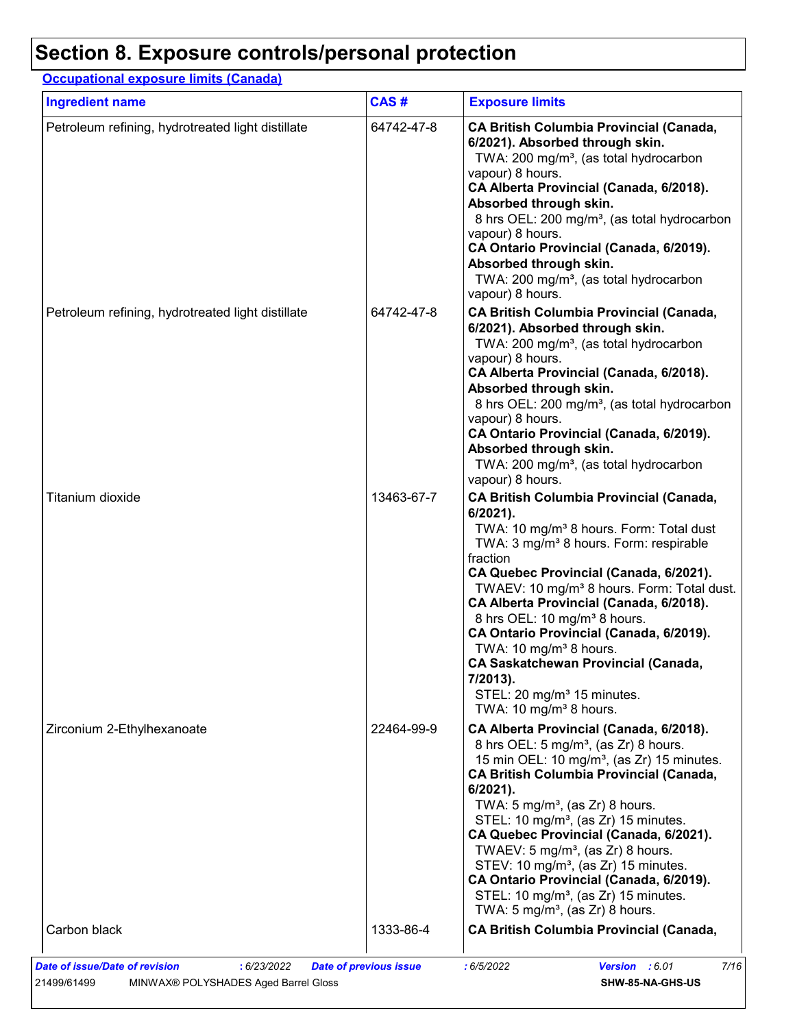# Section 8. Exposure controls/personal protection

**Occupational exposure limits (Canada)**

| Ingredient name | CAS # | Exposure limits |
|---|---|---|
| Petroleum refining, hydrotreated light distillate | 64742-47-8 | **CA British Columbia Provincial (Canada, 6/2021). Absorbed through skin.**<br>TWA: 200 mg/m³, (as total hydrocarbon vapour) 8 hours.<br>**CA Alberta Provincial (Canada, 6/2018). Absorbed through skin.**<br>8 hrs OEL: 200 mg/m³, (as total hydrocarbon vapour) 8 hours.<br>**CA Ontario Provincial (Canada, 6/2019). Absorbed through skin.**<br>TWA: 200 mg/m³, (as total hydrocarbon vapour) 8 hours. |
| Petroleum refining, hydrotreated light distillate | 64742-47-8 | **CA British Columbia Provincial (Canada, 6/2021). Absorbed through skin.**<br>TWA: 200 mg/m³, (as total hydrocarbon vapour) 8 hours.<br>**CA Alberta Provincial (Canada, 6/2018). Absorbed through skin.**<br>8 hrs OEL: 200 mg/m³, (as total hydrocarbon vapour) 8 hours.<br>**CA Ontario Provincial (Canada, 6/2019). Absorbed through skin.**<br>TWA: 200 mg/m³, (as total hydrocarbon vapour) 8 hours. |
| Titanium dioxide | 13463-67-7 | **CA British Columbia Provincial (Canada, 6/2021).**<br>TWA: 10 mg/m³ 8 hours. Form: Total dust<br>TWA: 3 mg/m³ 8 hours. Form: respirable fraction<br>**CA Quebec Provincial (Canada, 6/2021).**<br>TWAEV: 10 mg/m³ 8 hours. Form: Total dust.<br>**CA Alberta Provincial (Canada, 6/2018).**<br>8 hrs OEL: 10 mg/m³ 8 hours.<br>**CA Ontario Provincial (Canada, 6/2019).**<br>TWA: 10 mg/m³ 8 hours.<br>**CA Saskatchewan Provincial (Canada, 7/2013).**<br>STEL: 20 mg/m³ 15 minutes.<br>TWA: 10 mg/m³ 8 hours. |
| Zirconium 2-Ethylhexanoate | 22464-99-9 | **CA Alberta Provincial (Canada, 6/2018).**<br>8 hrs OEL: 5 mg/m³, (as Zr) 8 hours.<br>15 min OEL: 10 mg/m³, (as Zr) 15 minutes.<br>**CA British Columbia Provincial (Canada, 6/2021).**<br>TWA: 5 mg/m³, (as Zr) 8 hours.<br>STEL: 10 mg/m³, (as Zr) 15 minutes.<br>**CA Quebec Provincial (Canada, 6/2021).**<br>TWAEV: 5 mg/m³, (as Zr) 8 hours.<br>STEV: 10 mg/m³, (as Zr) 15 minutes.<br>**CA Ontario Provincial (Canada, 6/2019).**<br>STEL: 10 mg/m³, (as Zr) 15 minutes.<br>TWA: 5 mg/m³, (as Zr) 8 hours. |
| Carbon black | 1333-86-4 | **CA British Columbia Provincial (Canada,** |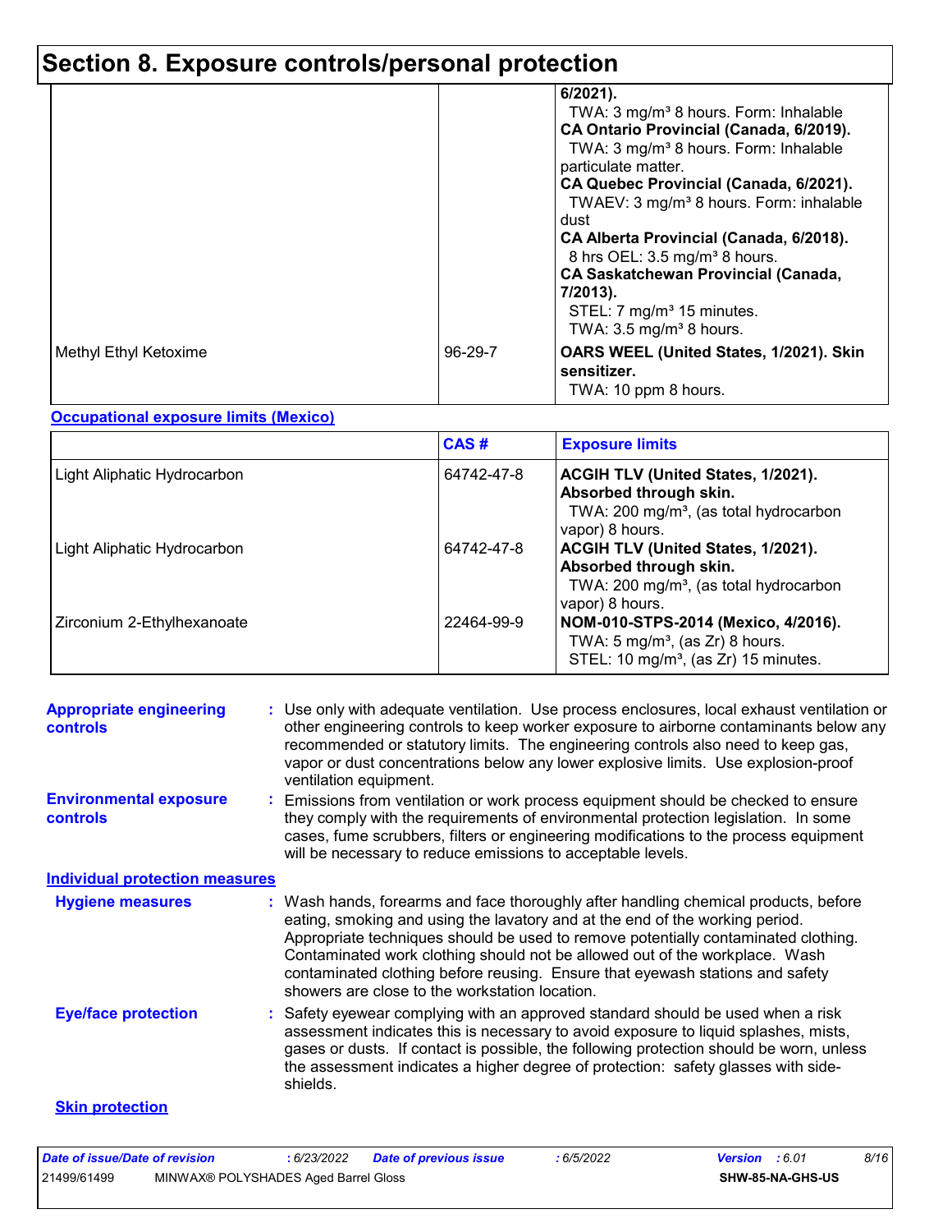# Section 8. Exposure controls/personal protection

| | | |
|---|---|---|
| | | **6/2021).** TWA: 3 mg/m³ 8 hours. Form: Inhalable **CA Ontario Provincial (Canada, 6/2019).** TWA: 3 mg/m³ 8 hours. Form: Inhalable particulate matter. **CA Quebec Provincial (Canada, 6/2021).** TWAEV: 3 mg/m³ 8 hours. Form: inhalable dust **CA Alberta Provincial (Canada, 6/2018).** 8 hrs OEL: 3.5 mg/m³ 8 hours. **CA Saskatchewan Provincial (Canada, 7/2013).** STEL: 7 mg/m³ 15 minutes. TWA: 3.5 mg/m³ 8 hours. |
| Methyl Ethyl Ketoxime | 96-29-7 | **OARS WEEL (United States, 1/2021). Skin sensitizer.** TWA: 10 ppm 8 hours. |

**Occupational exposure limits (Mexico)**

| | CAS # | Exposure limits |
|---|---|---|
| Light Aliphatic Hydrocarbon | 64742-47-8 | **ACGIH TLV (United States, 1/2021). Absorbed through skin.** TWA: 200 mg/m³, (as total hydrocarbon vapor) 8 hours. |
| Light Aliphatic Hydrocarbon | 64742-47-8 | **ACGIH TLV (United States, 1/2021). Absorbed through skin.** TWA: 200 mg/m³, (as total hydrocarbon vapor) 8 hours. |
| Zirconium 2-Ethylhexanoate | 22464-99-9 | **NOM-010-STPS-2014 (Mexico, 4/2016).** TWA: 5 mg/m³, (as Zr) 8 hours. STEL: 10 mg/m³, (as Zr) 15 minutes. |

**Appropriate engineering controls** : Use only with adequate ventilation. Use process enclosures, local exhaust ventilation or other engineering controls to keep worker exposure to airborne contaminants below any recommended or statutory limits. The engineering controls also need to keep gas, vapor or dust concentrations below any lower explosive limits. Use explosion-proof ventilation equipment.

**Environmental exposure controls** : Emissions from ventilation or work process equipment should be checked to ensure they comply with the requirements of environmental protection legislation. In some cases, fume scrubbers, filters or engineering modifications to the process equipment will be necessary to reduce emissions to acceptable levels.

**Individual protection measures**

**Hygiene measures** : Wash hands, forearms and face thoroughly after handling chemical products, before eating, smoking and using the lavatory and at the end of the working period. Appropriate techniques should be used to remove potentially contaminated clothing. Contaminated work clothing should not be allowed out of the workplace. Wash contaminated clothing before reusing. Ensure that eyewash stations and safety showers are close to the workstation location.

**Eye/face protection** : Safety eyewear complying with an approved standard should be used when a risk assessment indicates this is necessary to avoid exposure to liquid splashes, mists, gases or dusts. If contact is possible, the following protection should be worn, unless the assessment indicates a higher degree of protection: safety glasses with side-shields.

**Skin protection**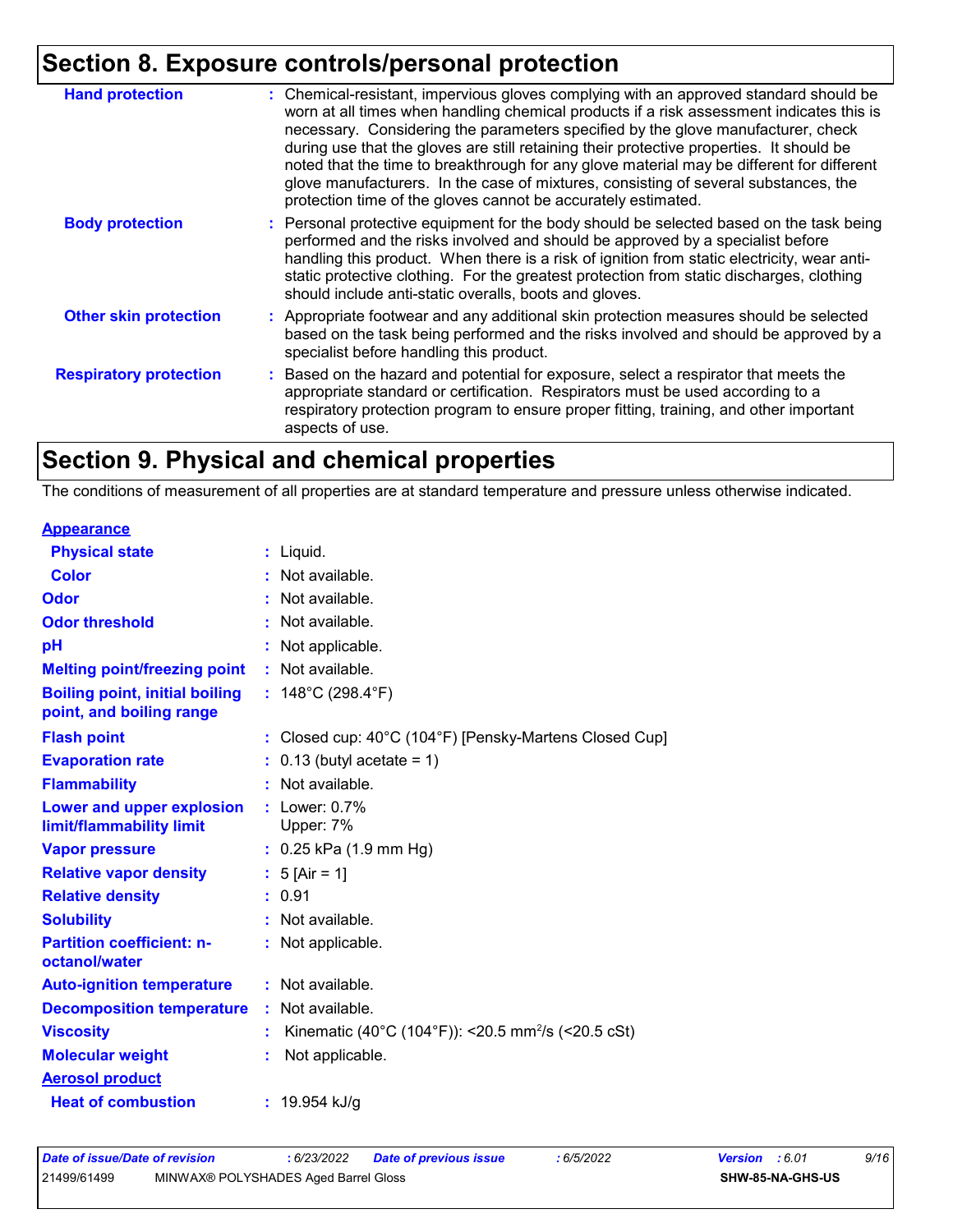## Section 8. Exposure controls/personal protection

| | |
|---|---|
| **Hand protection** | : Chemical-resistant, impervious gloves complying with an approved standard should be worn at all times when handling chemical products if a risk assessment indicates this is necessary. Considering the parameters specified by the glove manufacturer, check during use that the gloves are still retaining their protective properties. It should be noted that the time to breakthrough for any glove material may be different for different glove manufacturers. In the case of mixtures, consisting of several substances, the protection time of the gloves cannot be accurately estimated. |
| **Body protection** | : Personal protective equipment for the body should be selected based on the task being performed and the risks involved and should be approved by a specialist before handling this product. When there is a risk of ignition from static electricity, wear anti-static protective clothing. For the greatest protection from static discharges, clothing should include anti-static overalls, boots and gloves. |
| **Other skin protection** | : Appropriate footwear and any additional skin protection measures should be selected based on the task being performed and the risks involved and should be approved by a specialist before handling this product. |
| **Respiratory protection** | : Based on the hazard and potential for exposure, select a respirator that meets the appropriate standard or certification. Respirators must be used according to a respiratory protection program to ensure proper fitting, training, and other important aspects of use. |

## Section 9. Physical and chemical properties

The conditions of measurement of all properties are at standard temperature and pressure unless otherwise indicated.

**Appearance**

| | |
|---|---|
| **Physical state** | : Liquid. |
| **Color** | : Not available. |
| **Odor** | : Not available. |
| **Odor threshold** | : Not available. |
| **pH** | : Not applicable. |
| **Melting point/freezing point** | : Not available. |
| **Boiling point, initial boiling point, and boiling range** | : 148°C (298.4°F) |
| **Flash point** | : Closed cup: 40°C (104°F) [Pensky-Martens Closed Cup] |
| **Evaporation rate** | : 0.13 (butyl acetate = 1) |
| **Flammability** | : Not available. |
| **Lower and upper explosion limit/flammability limit** | : Lower: 0.7%<br>Upper: 7% |
| **Vapor pressure** | : 0.25 kPa (1.9 mm Hg) |
| **Relative vapor density** | : 5 [Air = 1] |
| **Relative density** | : 0.91 |
| **Solubility** | : Not available. |
| **Partition coefficient: n-octanol/water** | : Not applicable. |
| **Auto-ignition temperature** | : Not available. |
| **Decomposition temperature** | : Not available. |
| **Viscosity** | : Kinematic (40°C (104°F)): <20.5 $mm^2/s$ (<20.5 cSt) |
| **Molecular weight** | : Not applicable. |

**Aerosol product**

| | |
|---|---|
| **Heat of combustion** | : 19.954 kJ/g |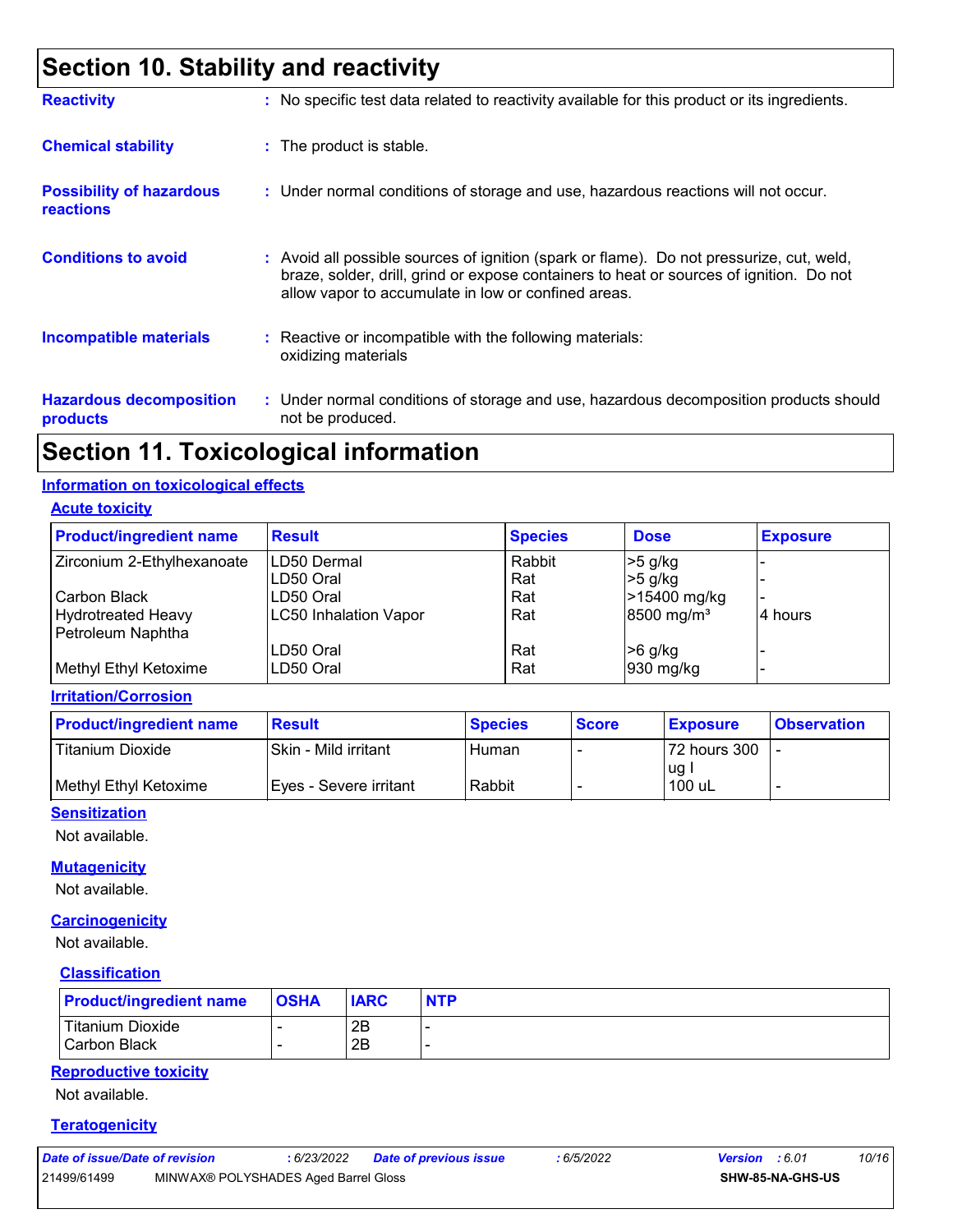## Section 10. Stability and reactivity

**Reactivity** : No specific test data related to reactivity available for this product or its ingredients.

**Chemical stability** : The product is stable.

**Possibility of hazardous reactions** : Under normal conditions of storage and use, hazardous reactions will not occur.

**Conditions to avoid** : Avoid all possible sources of ignition (spark or flame). Do not pressurize, cut, weld, braze, solder, drill, grind or expose containers to heat or sources of ignition. Do not allow vapor to accumulate in low or confined areas.

**Incompatible materials** : Reactive or incompatible with the following materials: oxidizing materials

**Hazardous decomposition products** : Under normal conditions of storage and use, hazardous decomposition products should not be produced.

## Section 11. Toxicological information

### Information on toxicological effects

#### Acute toxicity

| Product/ingredient name | Result | Species | Dose | Exposure |
|---|---|---|---|---|
| Zirconium 2-Ethylhexanoate | LD50 Dermal | Rabbit | >5 g/kg | - |
| | LD50 Oral | Rat | >5 g/kg | - |
| Carbon Black | LD50 Oral | Rat | >15400 mg/kg | - |
| Hydrotreated Heavy Petroleum Naphtha | LC50 Inhalation Vapor | Rat | 8500 mg/m³ | 4 hours |
| | LD50 Oral | Rat | >6 g/kg | - |
| Methyl Ethyl Ketoxime | LD50 Oral | Rat | 930 mg/kg | - |

#### Irritation/Corrosion

| Product/ingredient name | Result | Species | Score | Exposure | Observation |
|---|---|---|---|---|---|
| Titanium Dioxide | Skin - Mild irritant | Human | - | 72 hours 300 ug I | - |
| Methyl Ethyl Ketoxime | Eyes - Severe irritant | Rabbit | - | 100 uL | - |

#### Sensitization

Not available.

#### Mutagenicity

Not available.

#### Carcinogenicity

Not available.

#### Classification

| Product/ingredient name | OSHA | IARC | NTP |
|---|---|---|---|
| Titanium Dioxide | - | 2B | - |
| Carbon Black | - | 2B | - |

#### Reproductive toxicity

Not available.

#### Teratogenicity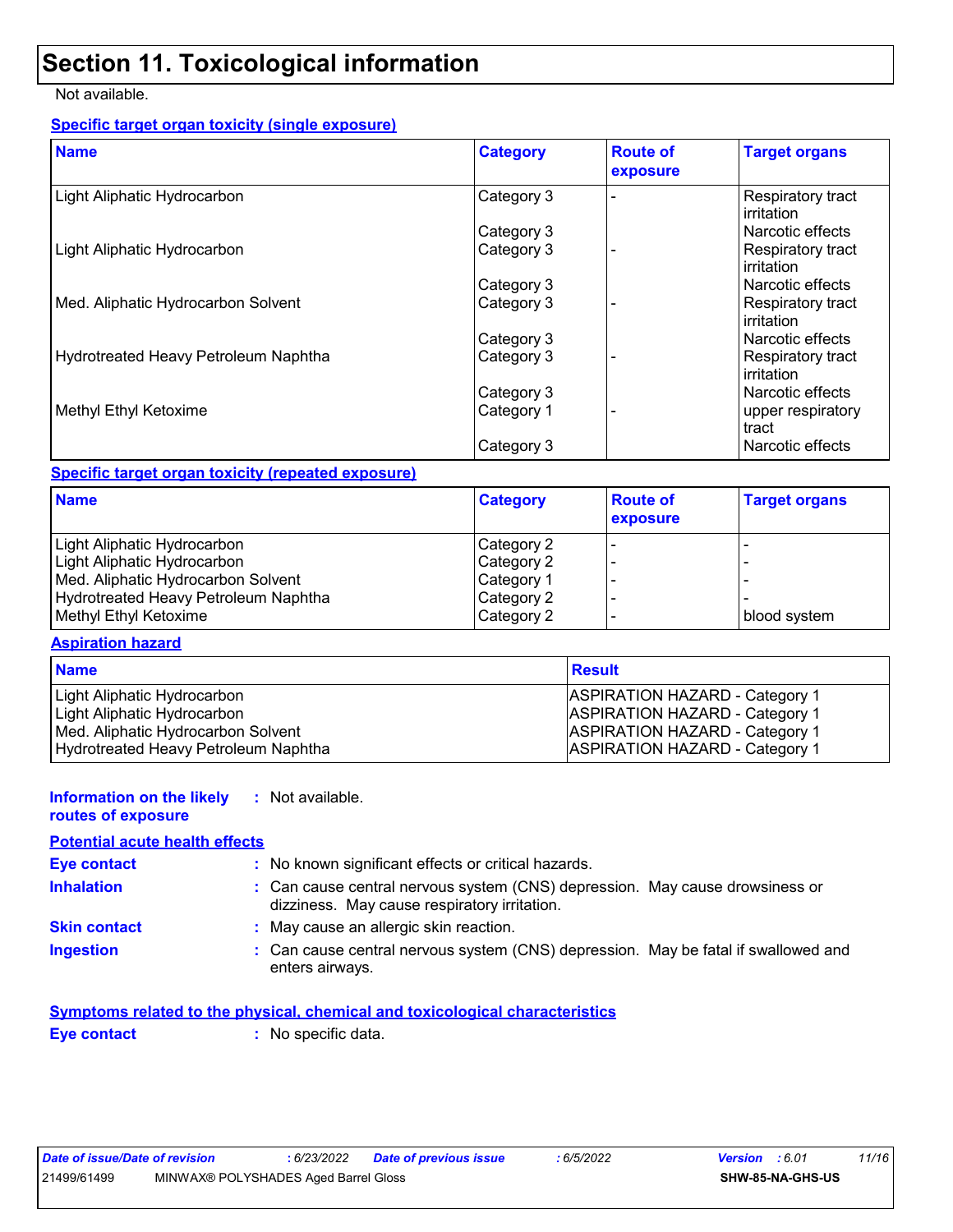# Section 11. Toxicological information

Not available.

**Specific target organ toxicity (single exposure)**

| Name | Category | Route of exposure | Target organs |
|---|---|---|---|
| Light Aliphatic Hydrocarbon | Category 3 | - | Respiratory tract irritation |
| | Category 3 | | Narcotic effects |
| Light Aliphatic Hydrocarbon | Category 3 | - | Respiratory tract irritation |
| | Category 3 | | Narcotic effects |
| Med. Aliphatic Hydrocarbon Solvent | Category 3 | - | Respiratory tract irritation |
| | Category 3 | | Narcotic effects |
| Hydrotreated Heavy Petroleum Naphtha | Category 3 | - | Respiratory tract irritation |
| | Category 3 | | Narcotic effects |
| Methyl Ethyl Ketoxime | Category 1 | - | upper respiratory tract |
| | Category 3 | | Narcotic effects |

**Specific target organ toxicity (repeated exposure)**

| Name | Category | Route of exposure | Target organs |
|---|---|---|---|
| Light Aliphatic Hydrocarbon | Category 2 | - | - |
| Light Aliphatic Hydrocarbon | Category 2 | - | - |
| Med. Aliphatic Hydrocarbon Solvent | Category 1 | - | - |
| Hydrotreated Heavy Petroleum Naphtha | Category 2 | - | - |
| Methyl Ethyl Ketoxime | Category 2 | - | blood system |

**Aspiration hazard**

| Name | Result |
|---|---|
| Light Aliphatic Hydrocarbon | ASPIRATION HAZARD - Category 1 |
| Light Aliphatic Hydrocarbon | ASPIRATION HAZARD - Category 1 |
| Med. Aliphatic Hydrocarbon Solvent | ASPIRATION HAZARD - Category 1 |
| Hydrotreated Heavy Petroleum Naphtha | ASPIRATION HAZARD - Category 1 |

**Information on the likely routes of exposure** : Not available.

**Potential acute health effects**

**Eye contact** : No known significant effects or critical hazards.

**Inhalation** : Can cause central nervous system (CNS) depression. May cause drowsiness or dizziness. May cause respiratory irritation.

**Skin contact** : May cause an allergic skin reaction.

**Ingestion** : Can cause central nervous system (CNS) depression. May be fatal if swallowed and enters airways.

**Symptoms related to the physical, chemical and toxicological characteristics**

**Eye contact** : No specific data.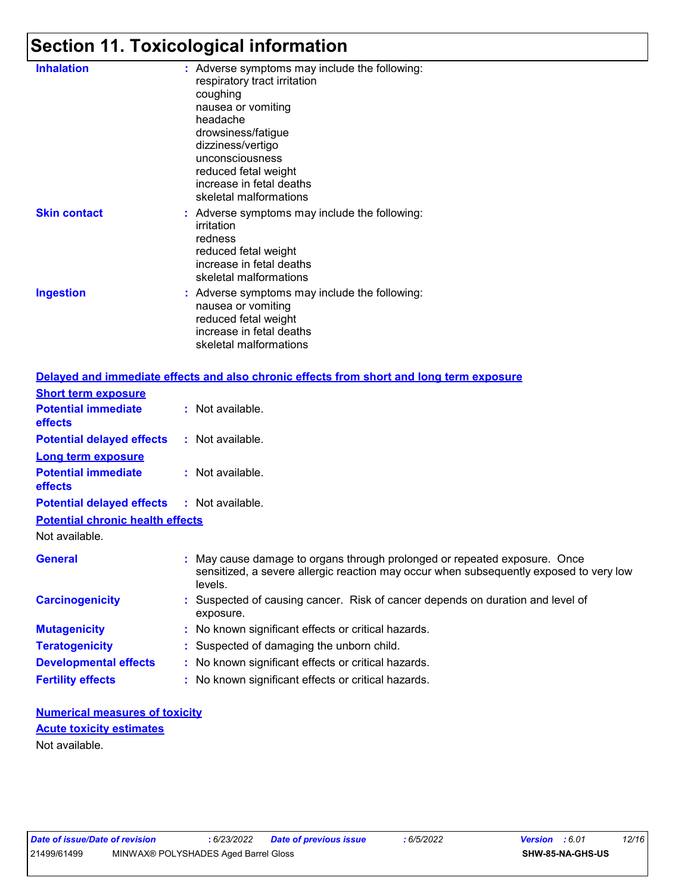# Section 11. Toxicological information

**Inhalation** : Adverse symptoms may include the following:
respiratory tract irritation
coughing
nausea or vomiting
headache
drowsiness/fatigue
dizziness/vertigo
unconsciousness
reduced fetal weight
increase in fetal deaths
skeletal malformations

**Skin contact** : Adverse symptoms may include the following:
irritation
redness
reduced fetal weight
increase in fetal deaths
skeletal malformations

**Ingestion** : Adverse symptoms may include the following:
nausea or vomiting
reduced fetal weight
increase in fetal deaths
skeletal malformations

## Delayed and immediate effects and also chronic effects from short and long term exposure

### Short term exposure

**Potential immediate effects** : Not available.

**Potential delayed effects** : Not available.

### Long term exposure

**Potential immediate effects** : Not available.

**Potential delayed effects** : Not available.

### Potential chronic health effects

Not available.

**General** : May cause damage to organs through prolonged or repeated exposure. Once sensitized, a severe allergic reaction may occur when subsequently exposed to very low levels.

**Carcinogenicity** : Suspected of causing cancer. Risk of cancer depends on duration and level of exposure.

**Mutagenicity** : No known significant effects or critical hazards.

**Teratogenicity** : Suspected of damaging the unborn child.

**Developmental effects** : No known significant effects or critical hazards.

**Fertility effects** : No known significant effects or critical hazards.

## Numerical measures of toxicity

### Acute toxicity estimates

Not available.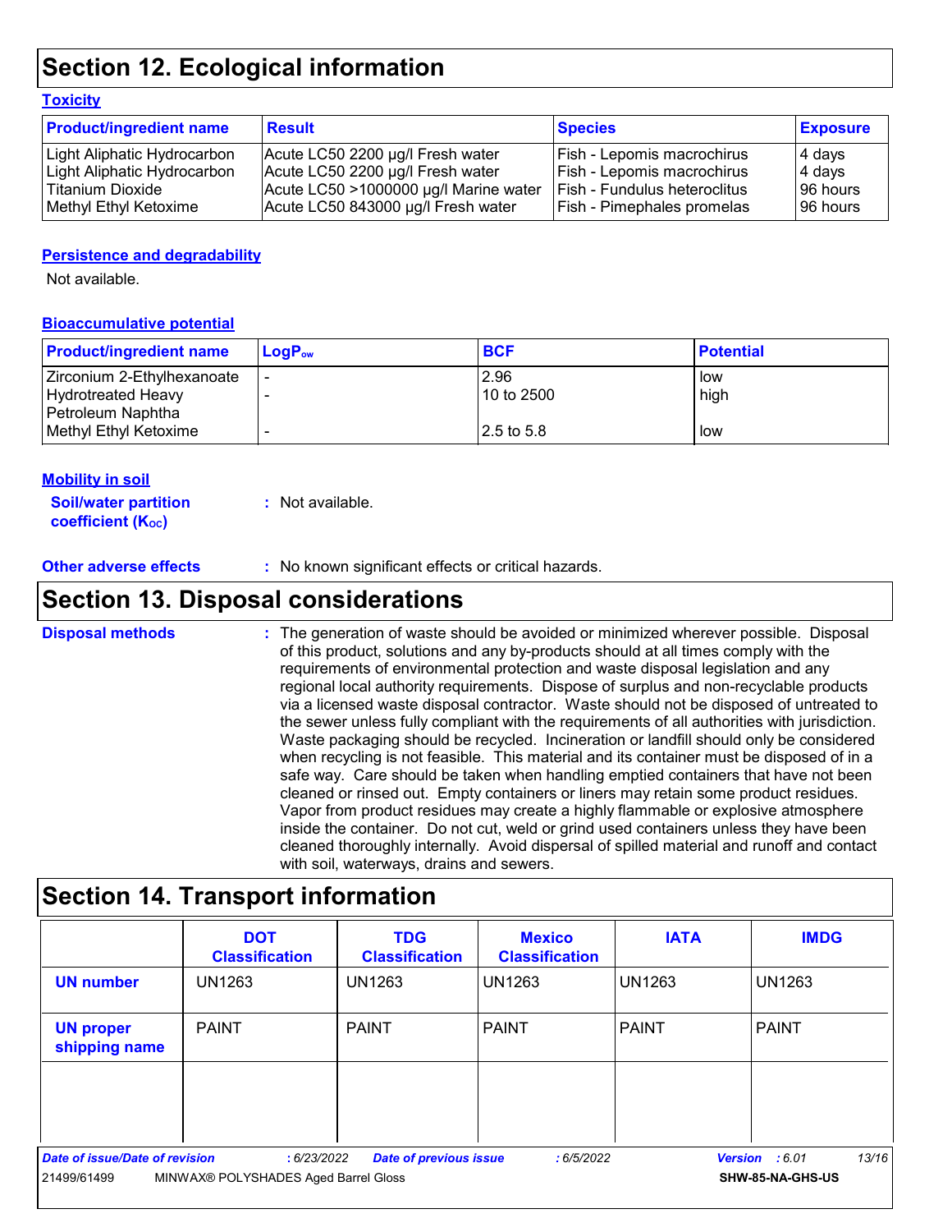## Section 12. Ecological information

### Toxicity

| Product/ingredient name | Result | Species | Exposure |
|---|---|---|---|
| Light Aliphatic Hydrocarbon | Acute LC50 2200 µg/l Fresh water | Fish - Lepomis macrochirus | 4 days |
| Light Aliphatic Hydrocarbon | Acute LC50 2200 µg/l Fresh water | Fish - Lepomis macrochirus | 4 days |
| Titanium Dioxide | Acute LC50 >1000000 µg/l Marine water | Fish - Fundulus heteroclitus | 96 hours |
| Methyl Ethyl Ketoxime | Acute LC50 843000 µg/l Fresh water | Fish - Pimephales promelas | 96 hours |

### Persistence and degradability

Not available.

### Bioaccumulative potential

| Product/ingredient name | $LogP_{ow}$ | BCF | Potential |
|---|---|---|---|
| Zirconium 2-Ethylhexanoate | - | 2.96 | low |
| Hydrotreated Heavy Petroleum Naphtha | - | 10 to 2500 | high |
| Methyl Ethyl Ketoxime | - | 2.5 to 5.8 | low |

### Mobility in soil

**Soil/water partition coefficient ($K_{OC}$)** : Not available.

**Other adverse effects** : No known significant effects or critical hazards.

## Section 13. Disposal considerations

**Disposal methods** : The generation of waste should be avoided or minimized wherever possible. Disposal of this product, solutions and any by-products should at all times comply with the requirements of environmental protection and waste disposal legislation and any regional local authority requirements. Dispose of surplus and non-recyclable products via a licensed waste disposal contractor. Waste should not be disposed of untreated to the sewer unless fully compliant with the requirements of all authorities with jurisdiction. Waste packaging should be recycled. Incineration or landfill should only be considered when recycling is not feasible. This material and its container must be disposed of in a safe way. Care should be taken when handling emptied containers that have not been cleaned or rinsed out. Empty containers or liners may retain some product residues. Vapor from product residues may create a highly flammable or explosive atmosphere inside the container. Do not cut, weld or grind used containers unless they have been cleaned thoroughly internally. Avoid dispersal of spilled material and runoff and contact with soil, waterways, drains and sewers.

## Section 14. Transport information

| | DOT Classification | TDG Classification | Mexico Classification | IATA | IMDG |
|---|---|---|---|---|---|
| **UN number** | UN1263 | UN1263 | UN1263 | UN1263 | UN1263 |
| **UN proper shipping name** | PAINT | PAINT | PAINT | PAINT | PAINT |
| | | | | | |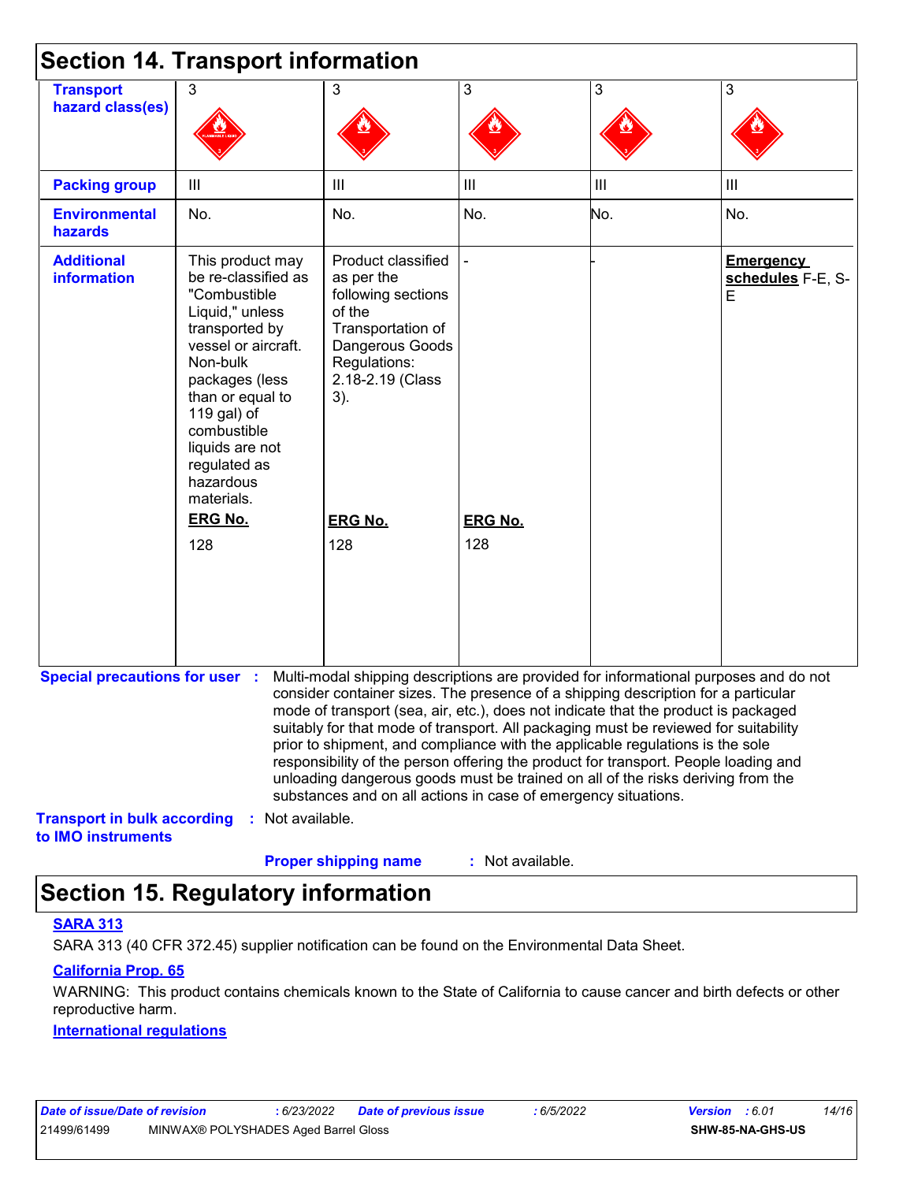## Section 14. Transport information

| Transport hazard class(es) | 3 | 3 | 3 | 3 | 3 |
|---|---|---|---|---|---|
| Packing group | III | III | III | III | III |
| Environmental hazards | No. | No. | No. | No. | No. |
| Additional information | This product may be re-classified as "Combustible Liquid," unless transported by vessel or aircraft. Non-bulk packages (less than or equal to 119 gal) of combustible liquids are not regulated as hazardous materials. **ERG No.** 128 | Product classified as per the following sections of the Transportation of Dangerous Goods Regulations: 2.18-2.19 (Class 3). **ERG No.** 128 | - **ERG No.** 128 | - | **Emergency schedules** F-E, S-E |

**Special precautions for user** : Multi-modal shipping descriptions are provided for informational purposes and do not consider container sizes. The presence of a shipping description for a particular mode of transport (sea, air, etc.), does not indicate that the product is packaged suitably for that mode of transport. All packaging must be reviewed for suitability prior to shipment, and compliance with the applicable regulations is the sole responsibility of the person offering the product for transport. People loading and unloading dangerous goods must be trained on all of the risks deriving from the substances and on all actions in case of emergency situations.

**Transport in bulk according to IMO instruments** : Not available.

**Proper shipping name** : Not available.

## Section 15. Regulatory information

**SARA 313**

SARA 313 (40 CFR 372.45) supplier notification can be found on the Environmental Data Sheet.

**California Prop. 65**

WARNING: This product contains chemicals known to the State of California to cause cancer and birth defects or other reproductive harm.

**International regulations**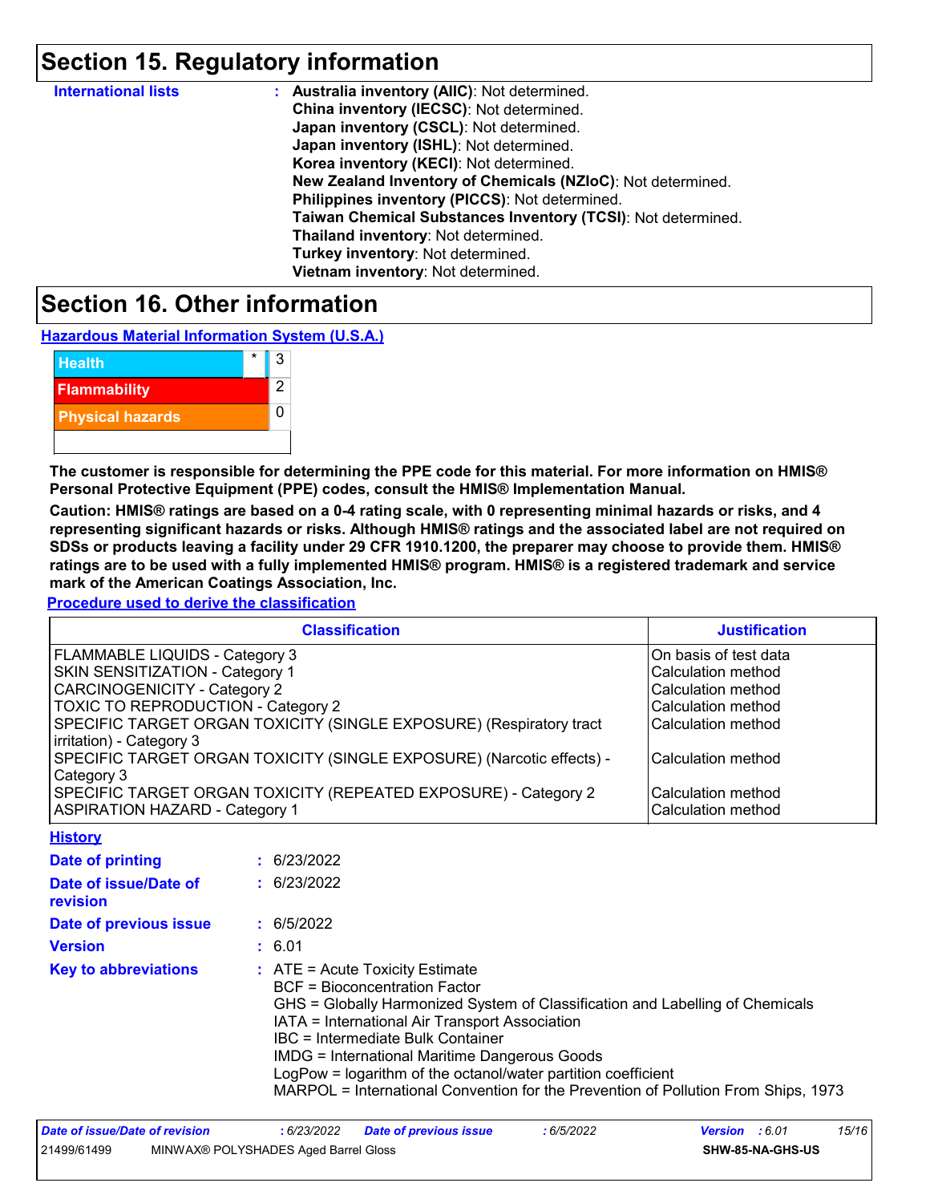## Section 15. Regulatory information

**International lists** : **Australia inventory (AIIC)**: Not determined.
**China inventory (IECSC)**: Not determined.
**Japan inventory (CSCL)**: Not determined.
**Japan inventory (ISHL)**: Not determined.
**Korea inventory (KECI)**: Not determined.
**New Zealand Inventory of Chemicals (NZIoC)**: Not determined.
**Philippines inventory (PICCS)**: Not determined.
**Taiwan Chemical Substances Inventory (TCSI)**: Not determined.
**Thailand inventory**: Not determined.
**Turkey inventory**: Not determined.
**Vietnam inventory**: Not determined.

## Section 16. Other information

**Hazardous Material Information System (U.S.A.)**

| | | |
|---|---|---|
| Health | * | 3 |
| Flammability | | 2 |
| Physical hazards | | 0 |

**The customer is responsible for determining the PPE code for this material. For more information on HMIS® Personal Protective Equipment (PPE) codes, consult the HMIS® Implementation Manual.**

**Caution: HMIS® ratings are based on a 0-4 rating scale, with 0 representing minimal hazards or risks, and 4 representing significant hazards or risks. Although HMIS® ratings and the associated label are not required on SDSs or products leaving a facility under 29 CFR 1910.1200, the preparer may choose to provide them. HMIS® ratings are to be used with a fully implemented HMIS® program. HMIS® is a registered trademark and service mark of the American Coatings Association, Inc.**

**Procedure used to derive the classification**

| Classification | Justification |
|---|---|
| FLAMMABLE LIQUIDS - Category 3 | On basis of test data |
| SKIN SENSITIZATION - Category 1 | Calculation method |
| CARCINOGENICITY - Category 2 | Calculation method |
| TOXIC TO REPRODUCTION - Category 2 | Calculation method |
| SPECIFIC TARGET ORGAN TOXICITY (SINGLE EXPOSURE) (Respiratory tract irritation) - Category 3 | Calculation method |
| SPECIFIC TARGET ORGAN TOXICITY (SINGLE EXPOSURE) (Narcotic effects) - Category 3 | Calculation method |
| SPECIFIC TARGET ORGAN TOXICITY (REPEATED EXPOSURE) - Category 2 | Calculation method |
| ASPIRATION HAZARD - Category 1 | Calculation method |

**History**

**Date of printing** : 6/23/2022

**Date of issue/Date of revision** : 6/23/2022

**Date of previous issue** : 6/5/2022

**Version** : 6.01

**Key to abbreviations** : ATE = Acute Toxicity Estimate
BCF = Bioconcentration Factor
GHS = Globally Harmonized System of Classification and Labelling of Chemicals
IATA = International Air Transport Association
IBC = Intermediate Bulk Container
IMDG = International Maritime Dangerous Goods
LogPow = logarithm of the octanol/water partition coefficient
MARPOL = International Convention for the Prevention of Pollution From Ships, 1973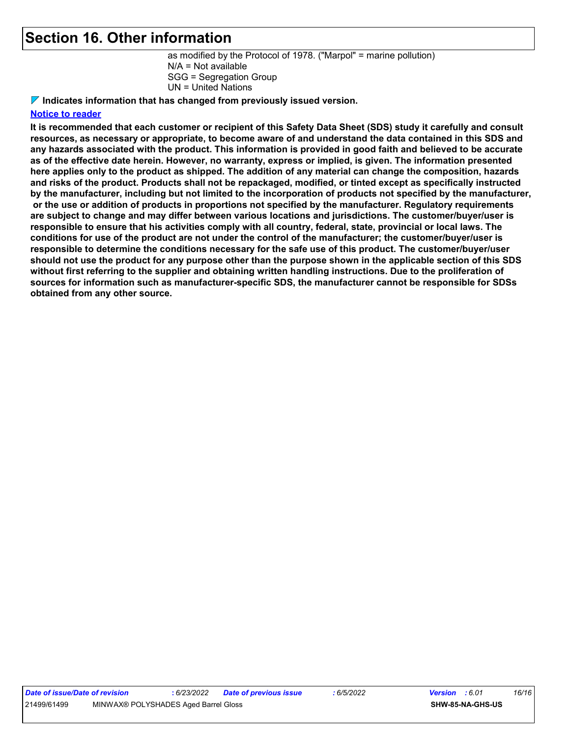# Section 16. Other information

as modified by the Protocol of 1978. ("Marpol" = marine pollution)
N/A = Not available
SGG = Segregation Group
UN = United Nations

**Indicates information that has changed from previously issued version.**

**Notice to reader**

**It is recommended that each customer or recipient of this Safety Data Sheet (SDS) study it carefully and consult resources, as necessary or appropriate, to become aware of and understand the data contained in this SDS and any hazards associated with the product. This information is provided in good faith and believed to be accurate as of the effective date herein. However, no warranty, express or implied, is given. The information presented here applies only to the product as shipped. The addition of any material can change the composition, hazards and risks of the product. Products shall not be repackaged, modified, or tinted except as specifically instructed by the manufacturer, including but not limited to the incorporation of products not specified by the manufacturer, or the use or addition of products in proportions not specified by the manufacturer. Regulatory requirements are subject to change and may differ between various locations and jurisdictions. The customer/buyer/user is responsible to ensure that his activities comply with all country, federal, state, provincial or local laws. The conditions for use of the product are not under the control of the manufacturer; the customer/buyer/user is responsible to determine the conditions necessary for the safe use of this product. The customer/buyer/user should not use the product for any purpose other than the purpose shown in the applicable section of this SDS without first referring to the supplier and obtaining written handling instructions. Due to the proliferation of sources for information such as manufacturer-specific SDS, the manufacturer cannot be responsible for SDSs obtained from any other source.**